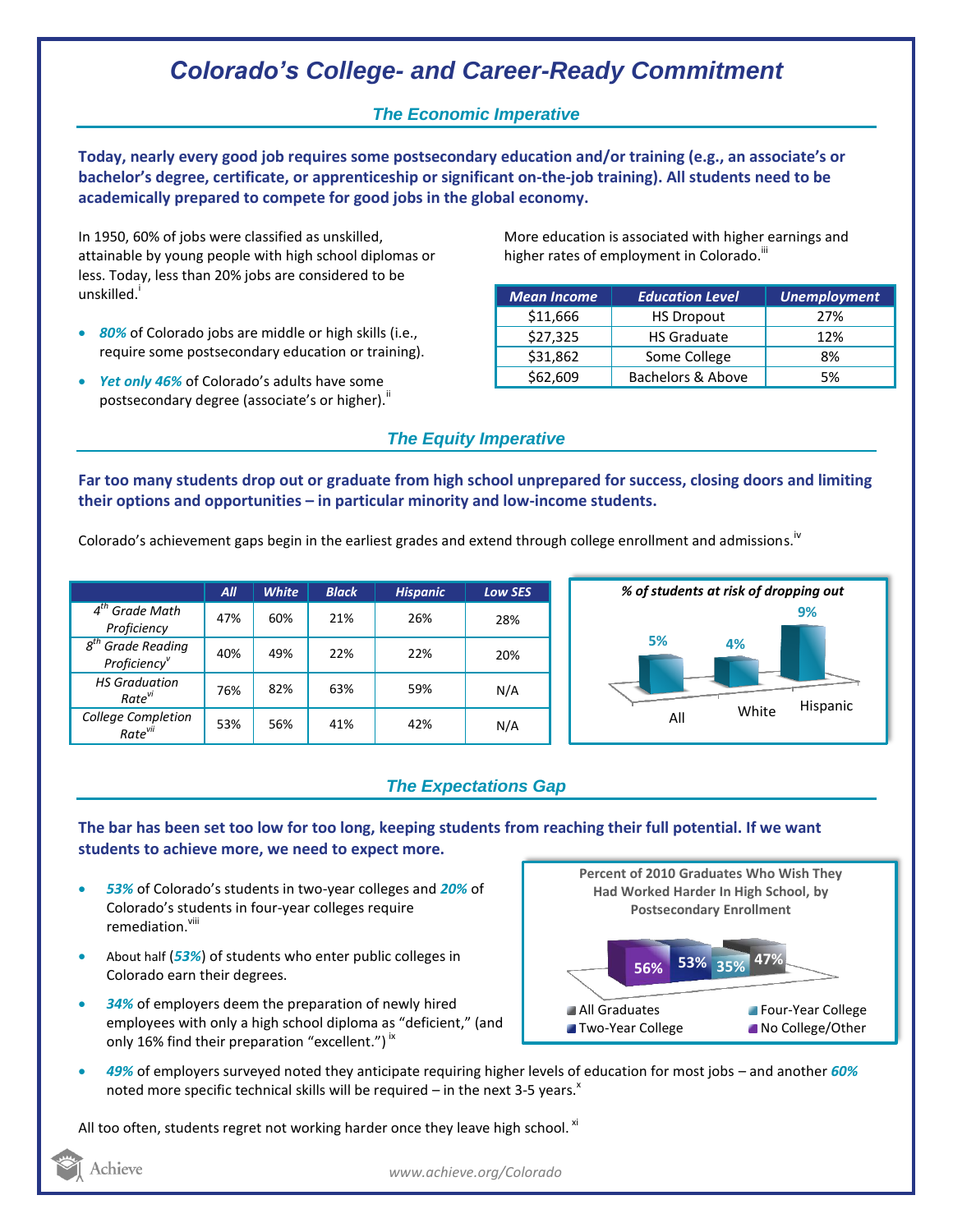# Colorado's College- and Career-Ready Commitment

## The Economic Imperative

**Today, nearly every good job requires some postsecondary education and/or training (e.g., an associate's or bachelor's degree, certificate, or apprenticeship or significant on-the-job training). All students need to be academically prepared to compete for good jobs in the global economy.**

In 1950, 60% of jobs were classified as unskilled, attainable by young people with high school diplomas or less. Today, less than 20% jobs are considered to be unskilled.[i]

- ***80%*** of Colorado jobs are middle or high skills (i.e., require some postsecondary education or training).
- ***Yet only 46%*** of Colorado's adults have some postsecondary degree (associate's or higher).[ii]

More education is associated with higher earnings and higher rates of employment in Colorado.[iii]

| Mean Income | Education Level | Unemployment |
|---|---|---|
| $11,666 | HS Dropout | 27% |
| $27,325 | HS Graduate | 12% |
| $31,862 | Some College | 8% |
| $62,609 | Bachelors & Above | 5% |

## The Equity Imperative

**Far too many students drop out or graduate from high school unprepared for success, closing doors and limiting their options and opportunities – in particular minority and low-income students.**

Colorado's achievement gaps begin in the earliest grades and extend through college enrollment and admissions.[iv]

| | All | White | Black | Hispanic | Low SES |
|---|---|---|---|---|---|
| *4th Grade Math Proficiency* | 47% | 60% | 21% | 26% | 28% |
| *8th Grade Reading Proficiency*[v] | 40% | 49% | 22% | 22% | 20% |
| *HS Graduation Rate*[vi] | 76% | 82% | 63% | 59% | N/A |
| *College Completion Rate*[vii] | 53% | 56% | 41% | 42% | N/A |

*% of students at risk of dropping out*

| All | White | Hispanic |
|---|---|---|
| 5% | 4% | 9% |

## The Expectations Gap

**The bar has been set too low for too long, keeping students from reaching their full potential. If we want students to achieve more, we need to expect more.**

- ***53%*** of Colorado's students in two-year colleges and ***20%*** of Colorado's students in four-year colleges require remediation.[viii]
- About half (***53%***) of students who enter public colleges in Colorado earn their degrees.
- ***34%*** of employers deem the preparation of newly hired employees with only a high school diploma as "deficient," (and only 16% find their preparation "excellent.")[ix]

**Percent of 2010 Graduates Who Wish They Had Worked Harder In High School, by Postsecondary Enrollment**

| No College/Other | Two-Year College | Four-Year College | All Graduates |
|---|---|---|---|
| 56% | 53% | 35% | 47% |

- ***49%*** of employers surveyed noted they anticipate requiring higher levels of education for most jobs – and another ***60%*** noted more specific technical skills will be required – in the next 3-5 years.[x]

All too often, students regret not working harder once they leave high school.[xi]

Achieve

www.achieve.org/Colorado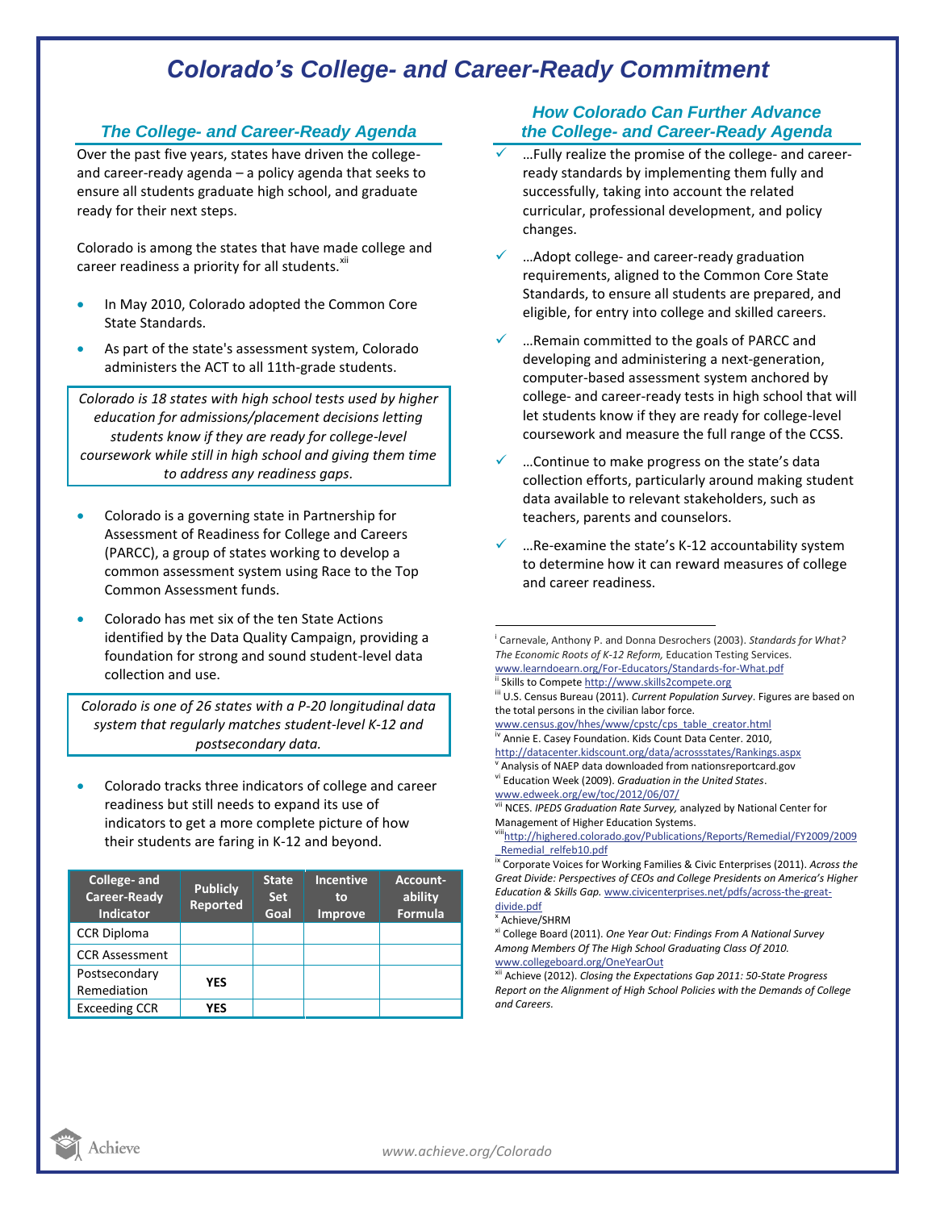# Colorado's College- and Career-Ready Commitment

## The College- and Career-Ready Agenda

Over the past five years, states have driven the college- and career-ready agenda – a policy agenda that seeks to ensure all students graduate high school, and graduate ready for their next steps.

Colorado is among the states that have made college and career readiness a priority for all students.[xii]

- In May 2010, Colorado adopted the Common Core State Standards.
- As part of the state's assessment system, Colorado administers the ACT to all 11th-grade students.

*Colorado is 18 states with high school tests used by higher education for admissions/placement decisions letting students know if they are ready for college-level coursework while still in high school and giving them time to address any readiness gaps.*

- Colorado is a governing state in Partnership for Assessment of Readiness for College and Careers (PARCC), a group of states working to develop a common assessment system using Race to the Top Common Assessment funds.
- Colorado has met six of the ten State Actions identified by the Data Quality Campaign, providing a foundation for strong and sound student-level data collection and use.

*Colorado is one of 26 states with a P-20 longitudinal data system that regularly matches student-level K-12 and postsecondary data.*

- Colorado tracks three indicators of college and career readiness but still needs to expand its use of indicators to get a more complete picture of how their students are faring in K-12 and beyond.

| College- and Career-Ready Indicator | Publicly Reported | State Set Goal | Incentive to Improve | Account-ability Formula |
|---|---|---|---|---|
| CCR Diploma | | | | |
| CCR Assessment | | | | |
| Postsecondary Remediation | **YES** | | | |
| Exceeding CCR | **YES** | | | |

## How Colorado Can Further Advance the College- and Career-Ready Agenda

- ✓ …Fully realize the promise of the college- and career-ready standards by implementing them fully and successfully, taking into account the related curricular, professional development, and policy changes.
- ✓ …Adopt college- and career-ready graduation requirements, aligned to the Common Core State Standards, to ensure all students are prepared, and eligible, for entry into college and skilled careers.
- ✓ …Remain committed to the goals of PARCC and developing and administering a next-generation, computer-based assessment system anchored by college- and career-ready tests in high school that will let students know if they are ready for college-level coursework and measure the full range of the CCSS.
- ✓ …Continue to make progress on the state's data collection efforts, particularly around making student data available to relevant stakeholders, such as teachers, parents and counselors.
- ✓ …Re-examine the state's K-12 accountability system to determine how it can reward measures of college and career readiness.

---

[i] Carnevale, Anthony P. and Donna Desrochers (2003). *Standards for What? The Economic Roots of K-12 Reform,* Education Testing Services. www.learndoearn.org/For-Educators/Standards-for-What.pdf

[ii] Skills to Compete http://www.skills2compete.org

[iii] U.S. Census Bureau (2011). *Current Population Survey*. Figures are based on the total persons in the civilian labor force. www.census.gov/hhes/www/cpstc/cps_table_creator.html

[iv] Annie E. Casey Foundation. Kids Count Data Center. 2010, http://datacenter.kidscount.org/data/acrossstates/Rankings.aspx

[v] Analysis of NAEP data downloaded from nationsreportcard.gov

[vi] Education Week (2009). *Graduation in the United States*. www.edweek.org/ew/toc/2012/06/07/

[vii] NCES. *IPEDS Graduation Rate Survey,* analyzed by National Center for Management of Higher Education Systems.

[viii] http://highered.colorado.gov/Publications/Reports/Remedial/FY2009/2009_Remedial_relfeb10.pdf

[ix] Corporate Voices for Working Families & Civic Enterprises (2011). *Across the Great Divide: Perspectives of CEOs and College Presidents on America's Higher Education & Skills Gap.* www.civicenterprises.net/pdfs/across-the-great-divide.pdf

[x] Achieve/SHRM

[xi] College Board (2011). *One Year Out: Findings From A National Survey Among Members Of The High School Graduating Class Of 2010.* www.collegeboard.org/OneYearOut

[xii] Achieve (2012). *Closing the Expectations Gap 2011: 50-State Progress Report on the Alignment of High School Policies with the Demands of College and Careers.*